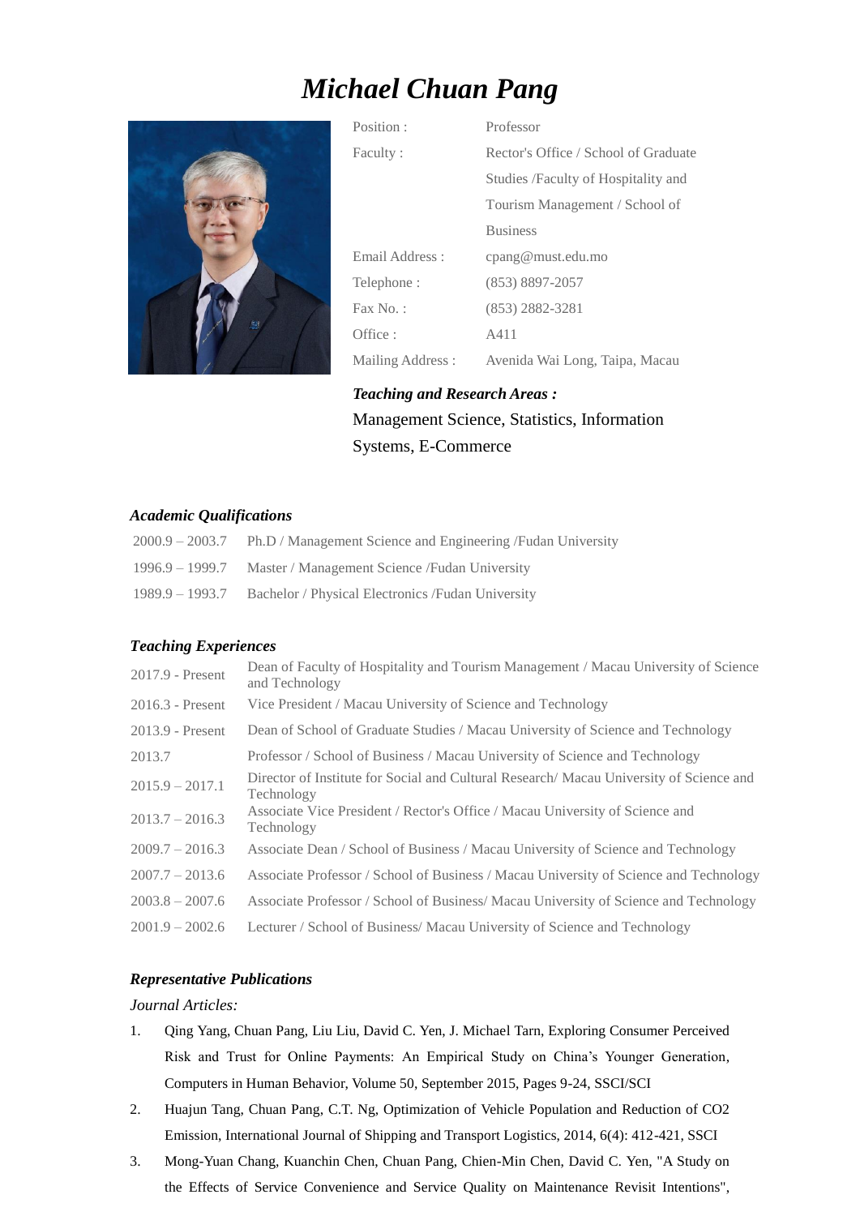# Michael Chuan Pang

| | |
|---|---|
| Position : | Professor |
| Faculty : | Rector's Office / School of Graduate Studies /Faculty of Hospitality and Tourism Management / School of Business |
| Email Address : | cpang@must.edu.mo |
| Telephone : | (853) 8897-2057 |
| Fax No. : | (853) 2882-3281 |
| Office : | A411 |
| Mailing Address : | Avenida Wai Long, Taipa, Macau |

***Teaching and Research Areas :***

Management Science, Statistics, Information Systems, E-Commerce

## *Academic Qualifications*

| | |
|---|---|
| 2000.9 – 2003.7 | Ph.D / Management Science and Engineering /Fudan University |
| 1996.9 – 1999.7 | Master / Management Science /Fudan University |
| 1989.9 – 1993.7 | Bachelor / Physical Electronics /Fudan University |

## *Teaching Experiences*

| | |
|---|---|
| 2017.9 - Present | Dean of Faculty of Hospitality and Tourism Management / Macau University of Science and Technology |
| 2016.3 - Present | Vice President / Macau University of Science and Technology |
| 2013.9 - Present | Dean of School of Graduate Studies / Macau University of Science and Technology |
| 2013.7 | Professor / School of Business / Macau University of Science and Technology |
| 2015.9 – 2017.1 | Director of Institute for Social and Cultural Research/ Macau University of Science and Technology |
| 2013.7 – 2016.3 | Associate Vice President / Rector's Office / Macau University of Science and Technology |
| 2009.7 – 2016.3 | Associate Dean / School of Business / Macau University of Science and Technology |
| 2007.7 – 2013.6 | Associate Professor / School of Business / Macau University of Science and Technology |
| 2003.8 – 2007.6 | Associate Professor / School of Business/ Macau University of Science and Technology |
| 2001.9 – 2002.6 | Lecturer / School of Business/ Macau University of Science and Technology |

## *Representative Publications*

*Journal Articles:*

1. Qing Yang, Chuan Pang, Liu Liu, David C. Yen, J. Michael Tarn, Exploring Consumer Perceived Risk and Trust for Online Payments: An Empirical Study on China's Younger Generation, Computers in Human Behavior, Volume 50, September 2015, Pages 9-24, SSCI/SCI
2. Huajun Tang, Chuan Pang, C.T. Ng, Optimization of Vehicle Population and Reduction of CO2 Emission, International Journal of Shipping and Transport Logistics, 2014, 6(4): 412-421, SSCI
3. Mong-Yuan Chang, Kuanchin Chen, Chuan Pang, Chien-Min Chen, David C. Yen, "A Study on the Effects of Service Convenience and Service Quality on Maintenance Revisit Intentions",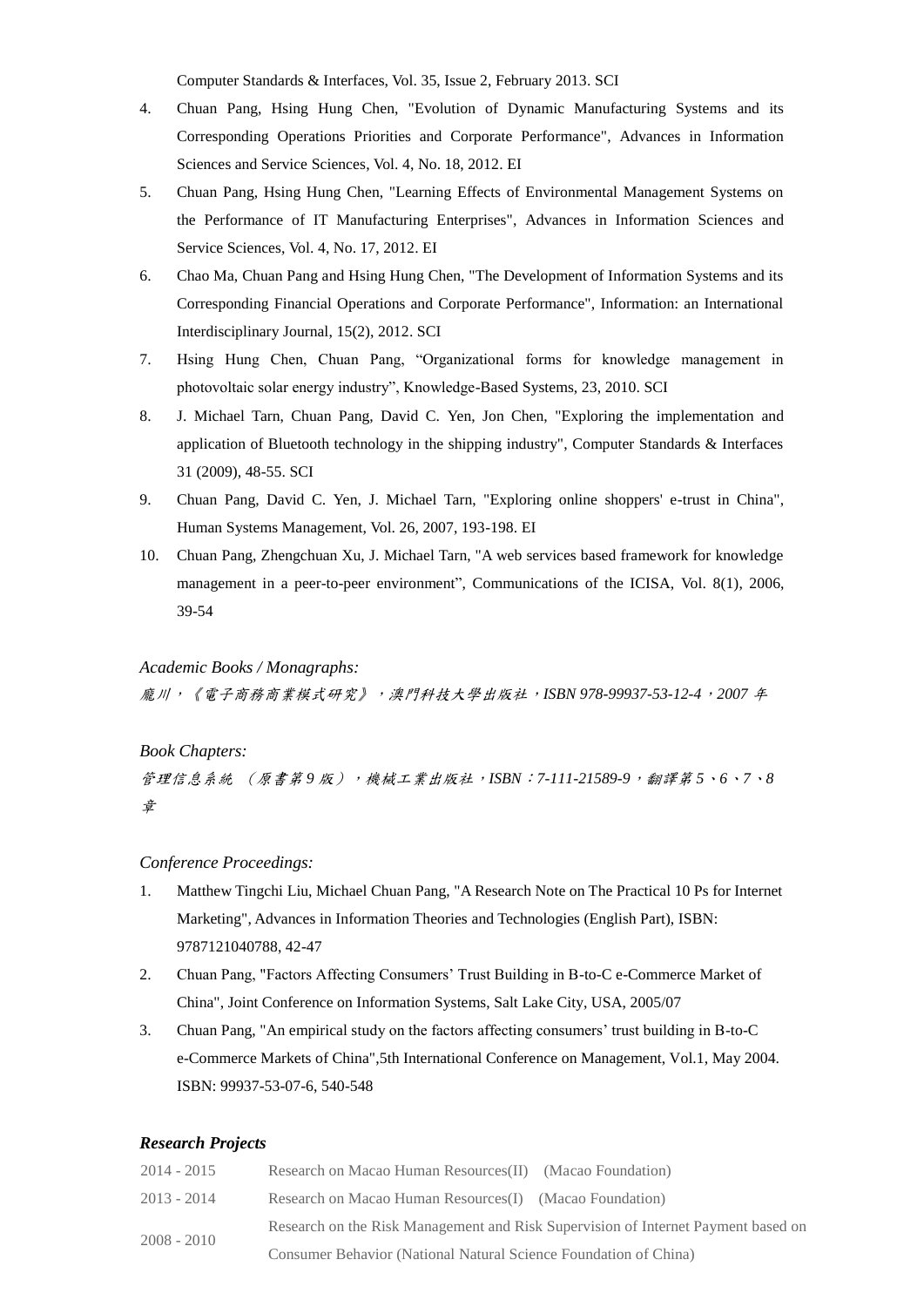Computer Standards & Interfaces, Vol. 35, Issue 2, February 2013. SCI

4. Chuan Pang, Hsing Hung Chen, "Evolution of Dynamic Manufacturing Systems and its Corresponding Operations Priorities and Corporate Performance", Advances in Information Sciences and Service Sciences, Vol. 4, No. 18, 2012. EI
5. Chuan Pang, Hsing Hung Chen, "Learning Effects of Environmental Management Systems on the Performance of IT Manufacturing Enterprises", Advances in Information Sciences and Service Sciences, Vol. 4, No. 17, 2012. EI
6. Chao Ma, Chuan Pang and Hsing Hung Chen, "The Development of Information Systems and its Corresponding Financial Operations and Corporate Performance", Information: an International Interdisciplinary Journal, 15(2), 2012. SCI
7. Hsing Hung Chen, Chuan Pang, "Organizational forms for knowledge management in photovoltaic solar energy industry", Knowledge-Based Systems, 23, 2010. SCI
8. J. Michael Tarn, Chuan Pang, David C. Yen, Jon Chen, "Exploring the implementation and application of Bluetooth technology in the shipping industry", Computer Standards & Interfaces 31 (2009), 48-55. SCI
9. Chuan Pang, David C. Yen, J. Michael Tarn, "Exploring online shoppers' e-trust in China", Human Systems Management, Vol. 26, 2007, 193-198. EI
10. Chuan Pang, Zhengchuan Xu, J. Michael Tarn, "A web services based framework for knowledge management in a peer-to-peer environment", Communications of the ICISA, Vol. 8(1), 2006, 39-54

*Academic Books / Monagraphs:*

*龐川，《電子商務商業模式研究》，澳門科技大學出版社，ISBN 978-99937-53-12-4，2007 年*

*Book Chapters:*

*管理信息系統 （原書第 9 版），機械工業出版社，ISBN：7-111-21589-9，翻譯第 5、6、7、8 章*

*Conference Proceedings:*

1. Matthew Tingchi Liu, Michael Chuan Pang, "A Research Note on The Practical 10 Ps for Internet Marketing", Advances in Information Theories and Technologies (English Part), ISBN: 9787121040788, 42-47
2. Chuan Pang, "Factors Affecting Consumers' Trust Building in B-to-C e-Commerce Market of China", Joint Conference on Information Systems, Salt Lake City, USA, 2005/07
3. Chuan Pang, "An empirical study on the factors affecting consumers' trust building in B-to-C e-Commerce Markets of China",5th International Conference on Management, Vol.1, May 2004. ISBN: 99937-53-07-6, 540-548

***Research Projects***

| | |
|---|---|
| 2014 - 2015 | Research on Macao Human Resources(II) (Macao Foundation) |
| 2013 - 2014 | Research on Macao Human Resources(I) (Macao Foundation) |
| 2008 - 2010 | Research on the Risk Management and Risk Supervision of Internet Payment based on Consumer Behavior (National Natural Science Foundation of China) |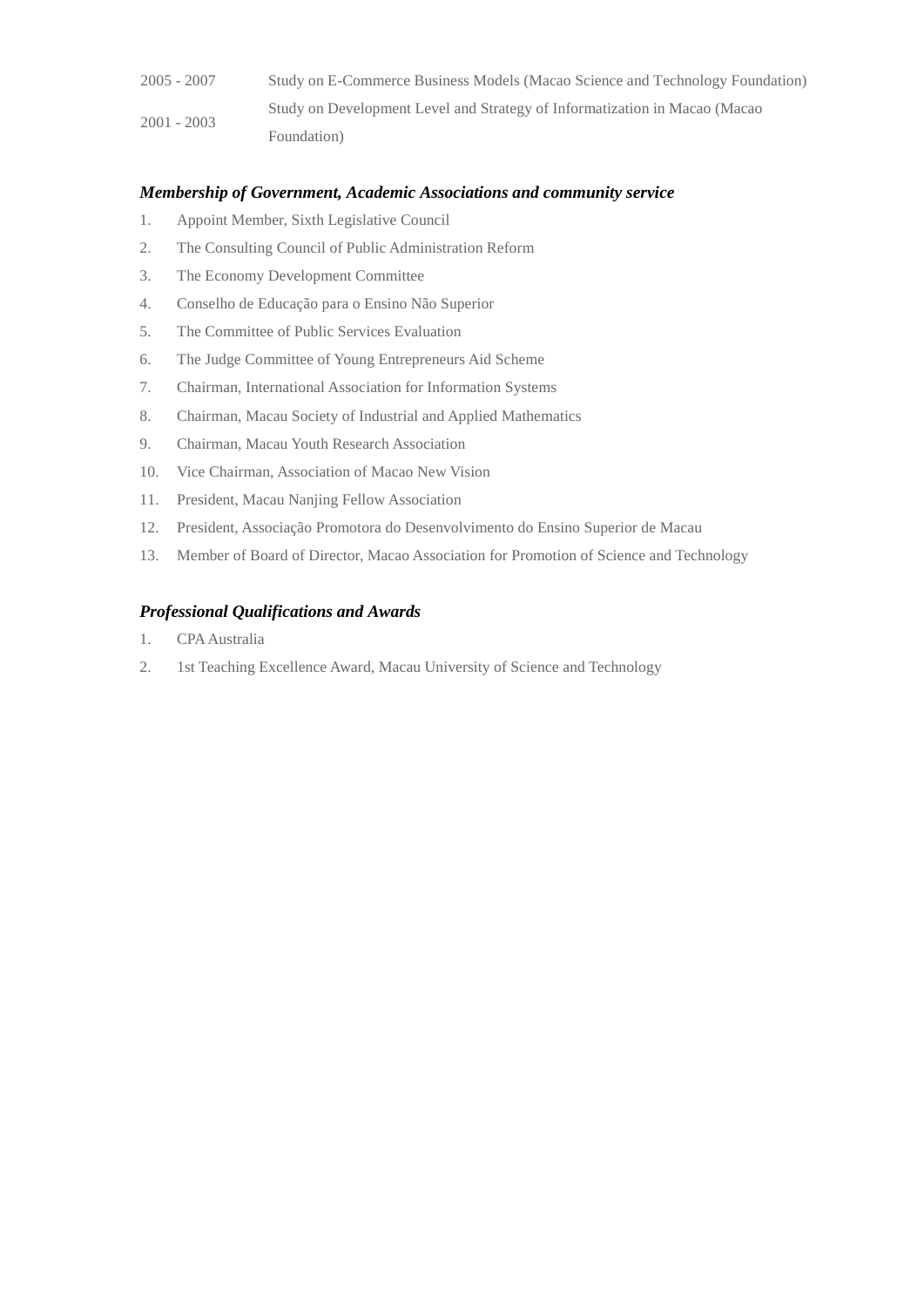| | |
|---|---|
| 2005 - 2007 | Study on E-Commerce Business Models (Macao Science and Technology Foundation) |
| 2001 - 2003 | Study on Development Level and Strategy of Informatization in Macao (Macao Foundation) |

***Membership of Government, Academic Associations and community service***

1. Appoint Member, Sixth Legislative Council
2. The Consulting Council of Public Administration Reform
3. The Economy Development Committee
4. Conselho de Educação para o Ensino Não Superior
5. The Committee of Public Services Evaluation
6. The Judge Committee of Young Entrepreneurs Aid Scheme
7. Chairman, International Association for Information Systems
8. Chairman, Macau Society of Industrial and Applied Mathematics
9. Chairman, Macau Youth Research Association
10. Vice Chairman, Association of Macao New Vision
11. President, Macau Nanjing Fellow Association
12. President, Associação Promotora do Desenvolvimento do Ensino Superior de Macau
13. Member of Board of Director, Macao Association for Promotion of Science and Technology

***Professional Qualifications and Awards***

1. CPA Australia
2. 1st Teaching Excellence Award, Macau University of Science and Technology